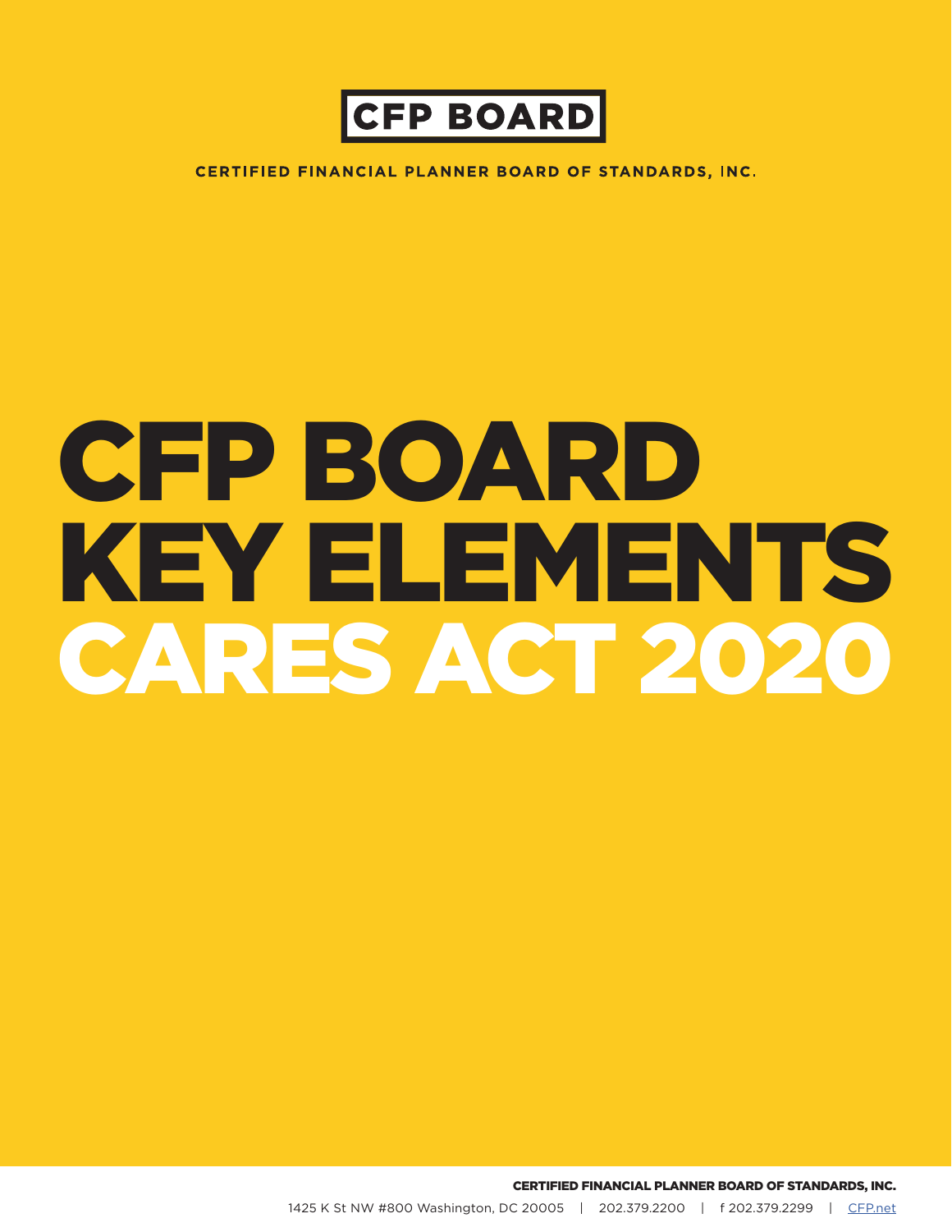**CFP BOARD**

**CERTIFIED FINANCIAL PLANNER BOARD OF STANDARDS, INC.**

# CFP BOARD KEY ELEMENTS CARES ACT 2020

**CERTIFIED FINANCIAL PLANNER BOARD OF STANDARDS, INC.**

1425 K St NW #800 Washington, DC 20005 | 202.379.2200 | f 202.379.2299 | CFP.net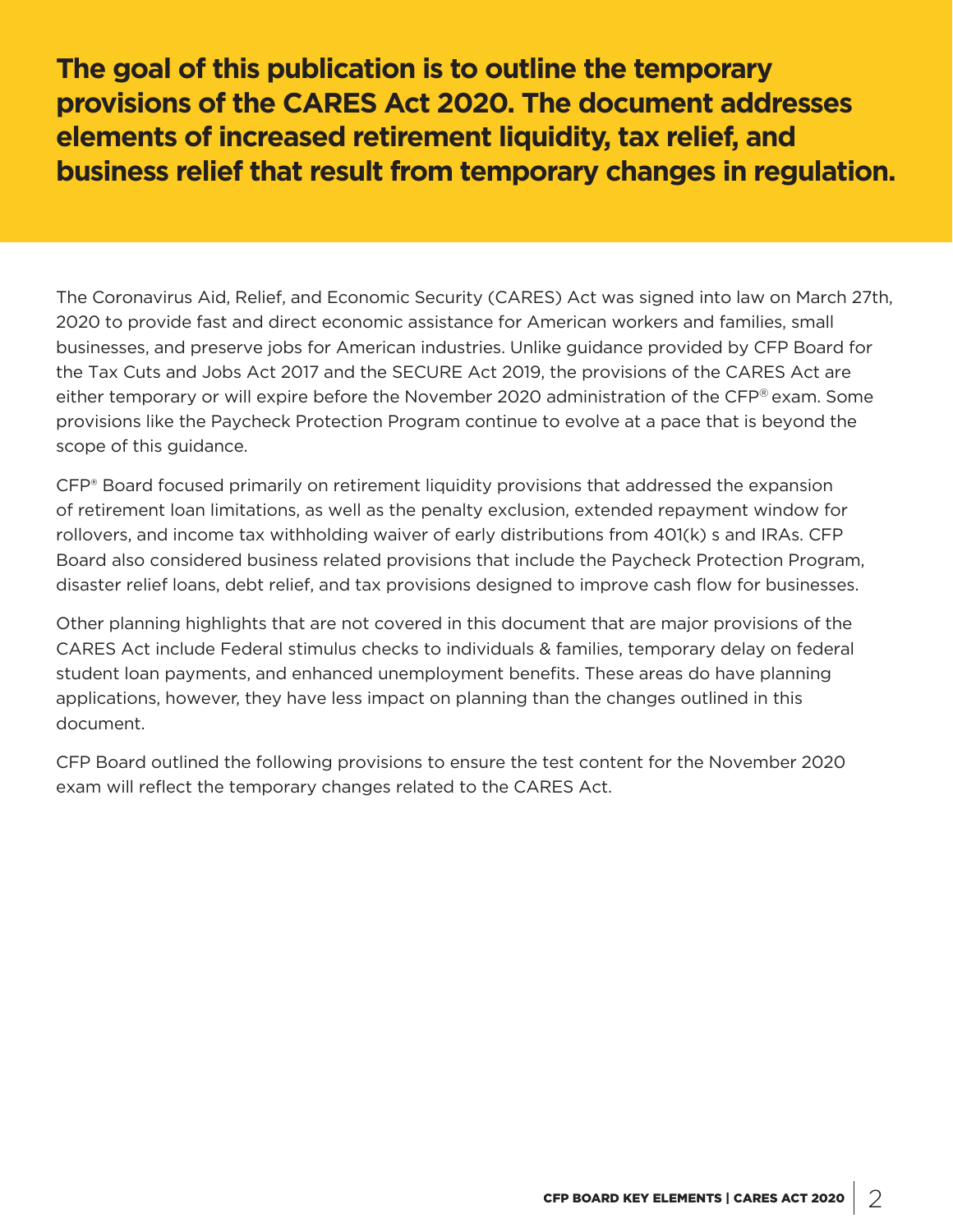**The goal of this publication is to outline the temporary provisions of the CARES Act 2020. The document addresses elements of increased retirement liquidity, tax relief, and business relief that result from temporary changes in regulation.**

The Coronavirus Aid, Relief, and Economic Security (CARES) Act was signed into law on March 27th, 2020 to provide fast and direct economic assistance for American workers and families, small businesses, and preserve jobs for American industries. Unlike guidance provided by CFP Board for the Tax Cuts and Jobs Act 2017 and the SECURE Act 2019, the provisions of the CARES Act are either temporary or will expire before the November 2020 administration of the CFP® exam. Some provisions like the Paycheck Protection Program continue to evolve at a pace that is beyond the scope of this guidance.

CFP® Board focused primarily on retirement liquidity provisions that addressed the expansion of retirement loan limitations, as well as the penalty exclusion, extended repayment window for rollovers, and income tax withholding waiver of early distributions from 401(k) s and IRAs. CFP Board also considered business related provisions that include the Paycheck Protection Program, disaster relief loans, debt relief, and tax provisions designed to improve cash flow for businesses.

Other planning highlights that are not covered in this document that are major provisions of the CARES Act include Federal stimulus checks to individuals & families, temporary delay on federal student loan payments, and enhanced unemployment benefits. These areas do have planning applications, however, they have less impact on planning than the changes outlined in this document.

CFP Board outlined the following provisions to ensure the test content for the November 2020 exam will reflect the temporary changes related to the CARES Act.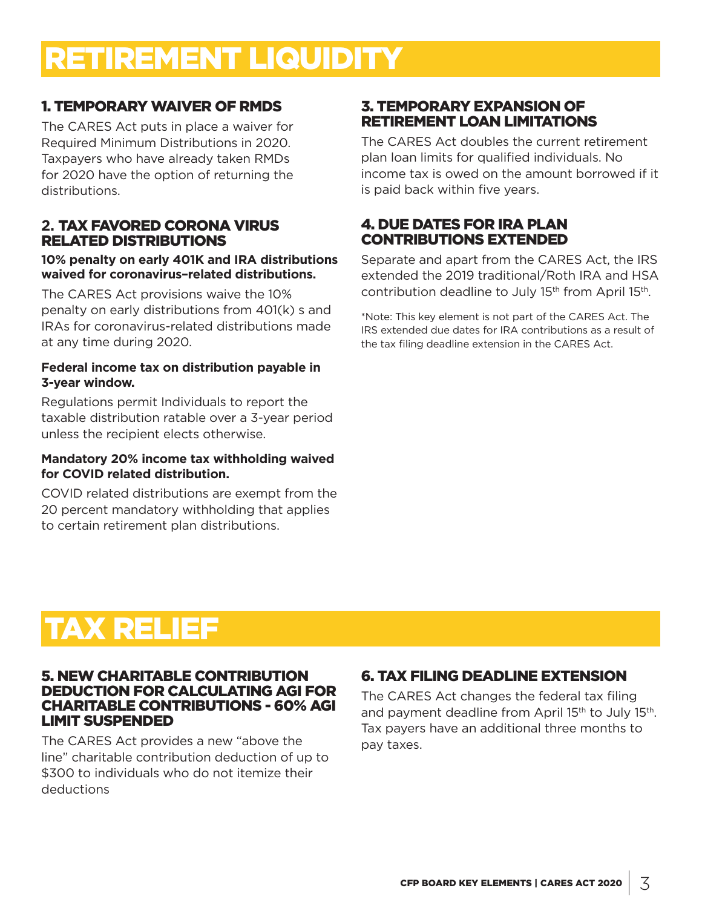# RETIREMENT LIQUIDITY

### 1. TEMPORARY WAIVER OF RMDS

The CARES Act puts in place a waiver for Required Minimum Distributions in 2020. Taxpayers who have already taken RMDs for 2020 have the option of returning the distributions.

### 2. TAX FAVORED CORONA VIRUS RELATED DISTRIBUTIONS

**10% penalty on early 401K and IRA distributions waived for coronavirus–related distributions.**

The CARES Act provisions waive the 10% penalty on early distributions from 401(k) s and IRAs for coronavirus-related distributions made at any time during 2020.

**Federal income tax on distribution payable in 3-year window.**

Regulations permit Individuals to report the taxable distribution ratable over a 3-year period unless the recipient elects otherwise.

**Mandatory 20% income tax withholding waived for COVID related distribution.**

COVID related distributions are exempt from the 20 percent mandatory withholding that applies to certain retirement plan distributions.

### 3. TEMPORARY EXPANSION OF RETIREMENT LOAN LIMITATIONS

The CARES Act doubles the current retirement plan loan limits for qualified individuals. No income tax is owed on the amount borrowed if it is paid back within five years.

### 4. DUE DATES FOR IRA PLAN CONTRIBUTIONS EXTENDED

Separate and apart from the CARES Act, the IRS extended the 2019 traditional/Roth IRA and HSA contribution deadline to July 15th from April 15th.

*Note: This key element is not part of the CARES Act. The IRS extended due dates for IRA contributions as a result of the tax filing deadline extension in the CARES Act.

# TAX RELIEF

### 5. NEW CHARITABLE CONTRIBUTION DEDUCTION FOR CALCULATING AGI FOR CHARITABLE CONTRIBUTIONS - 60% AGI LIMIT SUSPENDED

The CARES Act provides a new "above the line" charitable contribution deduction of up to $300 to individuals who do not itemize their deductions

### 6. TAX FILING DEADLINE EXTENSION

The CARES Act changes the federal tax filing and payment deadline from April 15th to July 15th. Tax payers have an additional three months to pay taxes.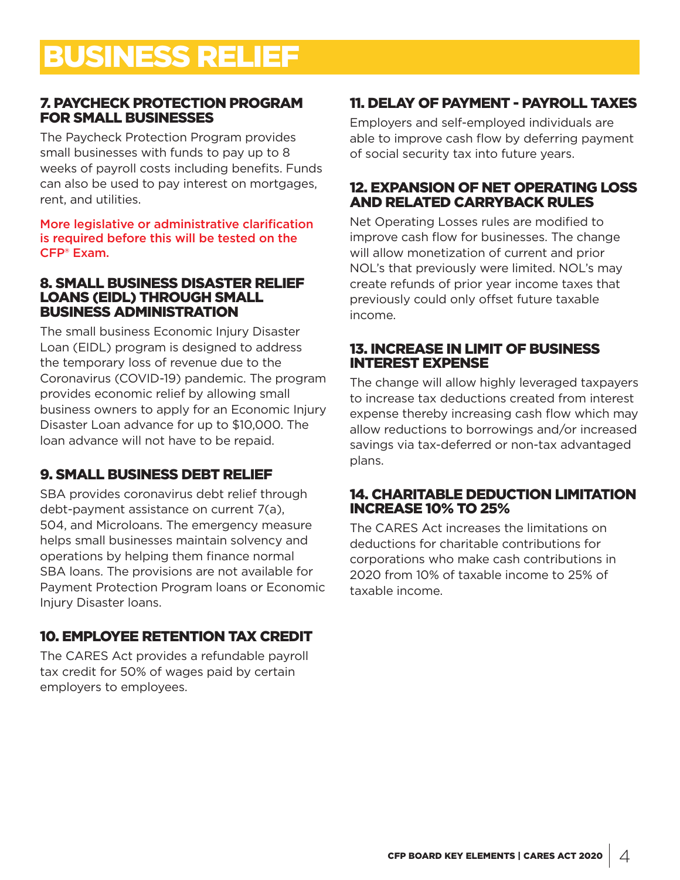# BUSINESS RELIEF

### 7. PAYCHECK PROTECTION PROGRAM FOR SMALL BUSINESSES

The Paycheck Protection Program provides small businesses with funds to pay up to 8 weeks of payroll costs including benefits. Funds can also be used to pay interest on mortgages, rent, and utilities.

More legislative or administrative clarification is required before this will be tested on the CFP® Exam.

### 8. SMALL BUSINESS DISASTER RELIEF LOANS (EIDL) THROUGH SMALL BUSINESS ADMINISTRATION

The small business Economic Injury Disaster Loan (EIDL) program is designed to address the temporary loss of revenue due to the Coronavirus (COVID-19) pandemic. The program provides economic relief by allowing small business owners to apply for an Economic Injury Disaster Loan advance for up to $10,000. The loan advance will not have to be repaid.

### 9. SMALL BUSINESS DEBT RELIEF

SBA provides coronavirus debt relief through debt-payment assistance on current 7(a), 504, and Microloans. The emergency measure helps small businesses maintain solvency and operations by helping them finance normal SBA loans. The provisions are not available for Payment Protection Program loans or Economic Injury Disaster loans.

### 10. EMPLOYEE RETENTION TAX CREDIT

The CARES Act provides a refundable payroll tax credit for 50% of wages paid by certain employers to employees.

### 11. DELAY OF PAYMENT - PAYROLL TAXES

Employers and self-employed individuals are able to improve cash flow by deferring payment of social security tax into future years.

### 12. EXPANSION OF NET OPERATING LOSS AND RELATED CARRYBACK RULES

Net Operating Losses rules are modified to improve cash flow for businesses. The change will allow monetization of current and prior NOL's that previously were limited. NOL's may create refunds of prior year income taxes that previously could only offset future taxable income.

### 13. INCREASE IN LIMIT OF BUSINESS INTEREST EXPENSE

The change will allow highly leveraged taxpayers to increase tax deductions created from interest expense thereby increasing cash flow which may allow reductions to borrowings and/or increased savings via tax-deferred or non-tax advantaged plans.

### 14. CHARITABLE DEDUCTION LIMITATION INCREASE 10% TO 25%

The CARES Act increases the limitations on deductions for charitable contributions for corporations who make cash contributions in 2020 from 10% of taxable income to 25% of taxable income.